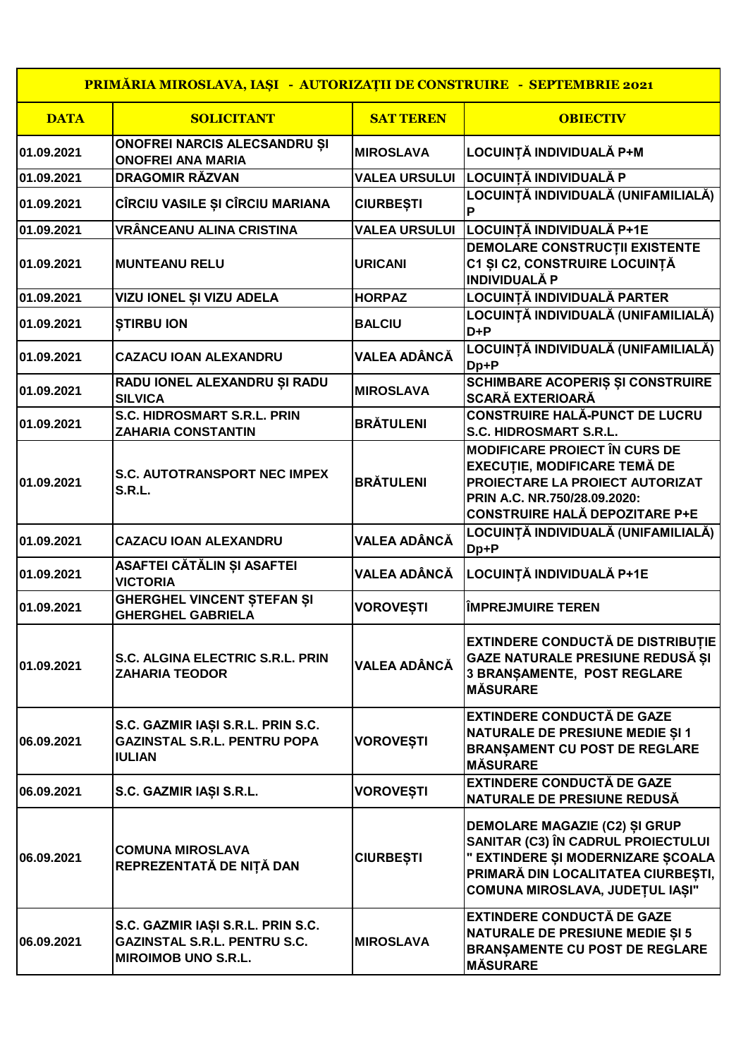| PRIMĂRIA MIROSLAVA, IAȘI - AUTORIZAȚII DE CONSTRUIRE - SEPTEMBRIE 2021 | | | |
|---|---|---|---|
| **DATA** | **SOLICITANT** | **SAT TEREN** | **OBIECTIV** |
| 01.09.2021 | ONOFREI NARCIS ALECSANDRU ȘI ONOFREI ANA MARIA | MIROSLAVA | LOCUINȚĂ INDIVIDUALĂ P+M |
| 01.09.2021 | DRAGOMIR RĂZVAN | VALEA URSULUI | LOCUINȚĂ INDIVIDUALĂ P |
| 01.09.2021 | CÎRCIU VASILE ȘI CÎRCIU MARIANA | CIURBEȘTI | LOCUINȚĂ INDIVIDUALĂ (UNIFAMILIALĂ) P |
| 01.09.2021 | VRÂNCEANU ALINA CRISTINA | VALEA URSULUI | LOCUINȚĂ INDIVIDUALĂ P+1E |
| 01.09.2021 | MUNTEANU RELU | URICANI | DEMOLARE CONSTRUCȚII EXISTENTE C1 ȘI C2, CONSTRUIRE LOCUINȚĂ INDIVIDUALĂ P |
| 01.09.2021 | VIZU IONEL ȘI VIZU ADELA | HORPAZ | LOCUINȚĂ INDIVIDUALĂ PARTER |
| 01.09.2021 | ȘTIRBU ION | BALCIU | LOCUINȚĂ INDIVIDUALĂ (UNIFAMILIALĂ) D+P |
| 01.09.2021 | CAZACU IOAN ALEXANDRU | VALEA ADÂNCĂ | LOCUINȚĂ INDIVIDUALĂ (UNIFAMILIALĂ) Dp+P |
| 01.09.2021 | RADU IONEL ALEXANDRU ȘI RADU SILVICA | MIROSLAVA | SCHIMBARE ACOPERIȘ ȘI CONSTRUIRE SCARĂ EXTERIOARĂ |
| 01.09.2021 | S.C. HIDROSMART S.R.L. PRIN ZAHARIA CONSTANTIN | BRĂTULENI | CONSTRUIRE HALĂ-PUNCT DE LUCRU S.C. HIDROSMART S.R.L. |
| 01.09.2021 | S.C. AUTOTRANSPORT NEC IMPEX S.R.L. | BRĂTULENI | MODIFICARE PROIECT ÎN CURS DE EXECUȚIE, MODIFICARE TEMĂ DE PROIECTARE LA PROIECT AUTORIZAT PRIN A.C. NR.750/28.09.2020: CONSTRUIRE HALĂ DEPOZITARE P+E |
| 01.09.2021 | CAZACU IOAN ALEXANDRU | VALEA ADÂNCĂ | LOCUINȚĂ INDIVIDUALĂ (UNIFAMILIALĂ) Dp+P |
| 01.09.2021 | ASAFTEI CĂTĂLIN ȘI ASAFTEI VICTORIA | VALEA ADÂNCĂ | LOCUINȚĂ INDIVIDUALĂ P+1E |
| 01.09.2021 | GHERGHEL VINCENT ȘTEFAN ȘI GHERGHEL GABRIELA | VOROVEȘTI | ÎMPREJMUIRE TEREN |
| 01.09.2021 | S.C. ALGINA ELECTRIC S.R.L. PRIN ZAHARIA TEODOR | VALEA ADÂNCĂ | EXTINDERE CONDUCTĂ DE DISTRIBUȚIE GAZE NATURALE PRESIUNE REDUSĂ ȘI 3 BRANȘAMENTE, POST REGLARE MĂSURARE |
| 06.09.2021 | S.C. GAZMIR IAȘI S.R.L. PRIN S.C. GAZINSTAL S.R.L. PENTRU POPA IULIAN | VOROVEȘTI | EXTINDERE CONDUCTĂ DE GAZE NATURALE DE PRESIUNE MEDIE ȘI 1 BRANȘAMENT CU POST DE REGLARE MĂSURARE |
| 06.09.2021 | S.C. GAZMIR IAȘI S.R.L. | VOROVEȘTI | EXTINDERE CONDUCTĂ DE GAZE NATURALE DE PRESIUNE REDUSĂ |
| 06.09.2021 | COMUNA MIROSLAVA REPREZENTATĂ DE NIȚĂ DAN | CIURBEȘTI | DEMOLARE MAGAZIE (C2) ȘI GRUP SANITAR (C3) ÎN CADRUL PROIECTULUI " EXTINDERE ȘI MODERNIZARE ȘCOALA PRIMARĂ DIN LOCALITATEA CIURBEȘTI, COMUNA MIROSLAVA, JUDEȚUL IAȘI" |
| 06.09.2021 | S.C. GAZMIR IAȘI S.R.L. PRIN S.C. GAZINSTAL S.R.L. PENTRU S.C. MIROIMOB UNO S.R.L. | MIROSLAVA | EXTINDERE CONDUCTĂ DE GAZE NATURALE DE PRESIUNE MEDIE ȘI 5 BRANȘAMENTE CU POST DE REGLARE MĂSURARE |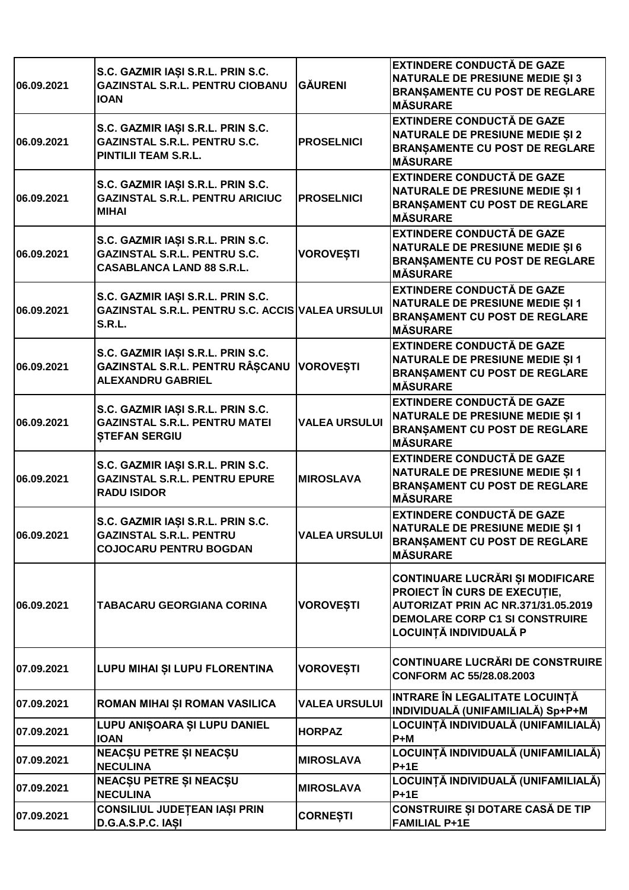| | | | |
|---|---|---|---|
| 06.09.2021 | S.C. GAZMIR IAȘI S.R.L. PRIN S.C. GAZINSTAL S.R.L. PENTRU CIOBANU IOAN | GĂURENI | EXTINDERE CONDUCTĂ DE GAZE NATURALE DE PRESIUNE MEDIE ȘI 3 BRANȘAMENTE CU POST DE REGLARE MĂSURARE |
| 06.09.2021 | S.C. GAZMIR IAȘI S.R.L. PRIN S.C. GAZINSTAL S.R.L. PENTRU S.C. PINTILII TEAM S.R.L. | PROSELNICI | EXTINDERE CONDUCTĂ DE GAZE NATURALE DE PRESIUNE MEDIE ȘI 2 BRANȘAMENTE CU POST DE REGLARE MĂSURARE |
| 06.09.2021 | S.C. GAZMIR IAȘI S.R.L. PRIN S.C. GAZINSTAL S.R.L. PENTRU ARICIUC MIHAI | PROSELNICI | EXTINDERE CONDUCTĂ DE GAZE NATURALE DE PRESIUNE MEDIE ȘI 1 BRANȘAMENT CU POST DE REGLARE MĂSURARE |
| 06.09.2021 | S.C. GAZMIR IAȘI S.R.L. PRIN S.C. GAZINSTAL S.R.L. PENTRU S.C. CASABLANCA LAND 88 S.R.L. | VOROVEȘTI | EXTINDERE CONDUCTĂ DE GAZE NATURALE DE PRESIUNE MEDIE ȘI 6 BRANȘAMENTE CU POST DE REGLARE MĂSURARE |
| 06.09.2021 | S.C. GAZMIR IAȘI S.R.L. PRIN S.C. GAZINSTAL S.R.L. PENTRU S.C. ACCIS S.R.L. | VALEA URSULUI | EXTINDERE CONDUCTĂ DE GAZE NATURALE DE PRESIUNE MEDIE ȘI 1 BRANȘAMENT CU POST DE REGLARE MĂSURARE |
| 06.09.2021 | S.C. GAZMIR IAȘI S.R.L. PRIN S.C. GAZINSTAL S.R.L. PENTRU RÂȘCANU ALEXANDRU GABRIEL | VOROVEȘTI | EXTINDERE CONDUCTĂ DE GAZE NATURALE DE PRESIUNE MEDIE ȘI 1 BRANȘAMENT CU POST DE REGLARE MĂSURARE |
| 06.09.2021 | S.C. GAZMIR IAȘI S.R.L. PRIN S.C. GAZINSTAL S.R.L. PENTRU MATEI ȘTEFAN SERGIU | VALEA URSULUI | EXTINDERE CONDUCTĂ DE GAZE NATURALE DE PRESIUNE MEDIE ȘI 1 BRANȘAMENT CU POST DE REGLARE MĂSURARE |
| 06.09.2021 | S.C. GAZMIR IAȘI S.R.L. PRIN S.C. GAZINSTAL S.R.L. PENTRU EPURE RADU ISIDOR | MIROSLAVA | EXTINDERE CONDUCTĂ DE GAZE NATURALE DE PRESIUNE MEDIE ȘI 1 BRANȘAMENT CU POST DE REGLARE MĂSURARE |
| 06.09.2021 | S.C. GAZMIR IAȘI S.R.L. PRIN S.C. GAZINSTAL S.R.L. PENTRU COJOCARU PENTRU BOGDAN | VALEA URSULUI | EXTINDERE CONDUCTĂ DE GAZE NATURALE DE PRESIUNE MEDIE ȘI 1 BRANȘAMENT CU POST DE REGLARE MĂSURARE |
| 06.09.2021 | TABACARU GEORGIANA CORINA | VOROVEȘTI | CONTINUARE LUCRĂRI ȘI MODIFICARE PROIECT ÎN CURS DE EXECUȚIE, AUTORIZAT PRIN AC NR.371/31.05.2019 DEMOLARE CORP C1 SI CONSTRUIRE LOCUINȚĂ INDIVIDUALĂ P |
| 07.09.2021 | LUPU MIHAI ȘI LUPU FLORENTINA | VOROVEȘTI | CONTINUARE LUCRĂRI DE CONSTRUIRE CONFORM AC 55/28.08.2003 |
| 07.09.2021 | ROMAN MIHAI ȘI ROMAN VASILICA | VALEA URSULUI | INTRARE ÎN LEGALITATE LOCUINȚĂ INDIVIDUALĂ (UNIFAMILIALĂ) Sp+P+M |
| 07.09.2021 | LUPU ANIȘOARA ȘI LUPU DANIEL IOAN | HORPAZ | LOCUINȚĂ INDIVIDUALĂ (UNIFAMILIALĂ) P+M |
| 07.09.2021 | NEACȘU PETRE ȘI NEACȘU NECULINA | MIROSLAVA | LOCUINȚĂ INDIVIDUALĂ (UNIFAMILIALĂ) P+1E |
| 07.09.2021 | NEACȘU PETRE ȘI NEACȘU NECULINA | MIROSLAVA | LOCUINȚĂ INDIVIDUALĂ (UNIFAMILIALĂ) P+1E |
| 07.09.2021 | CONSILIUL JUDEȚEAN IAȘI PRIN D.G.A.S.P.C. IAȘI | CORNEȘTI | CONSTRUIRE ȘI DOTARE CASĂ DE TIP FAMILIAL P+1E |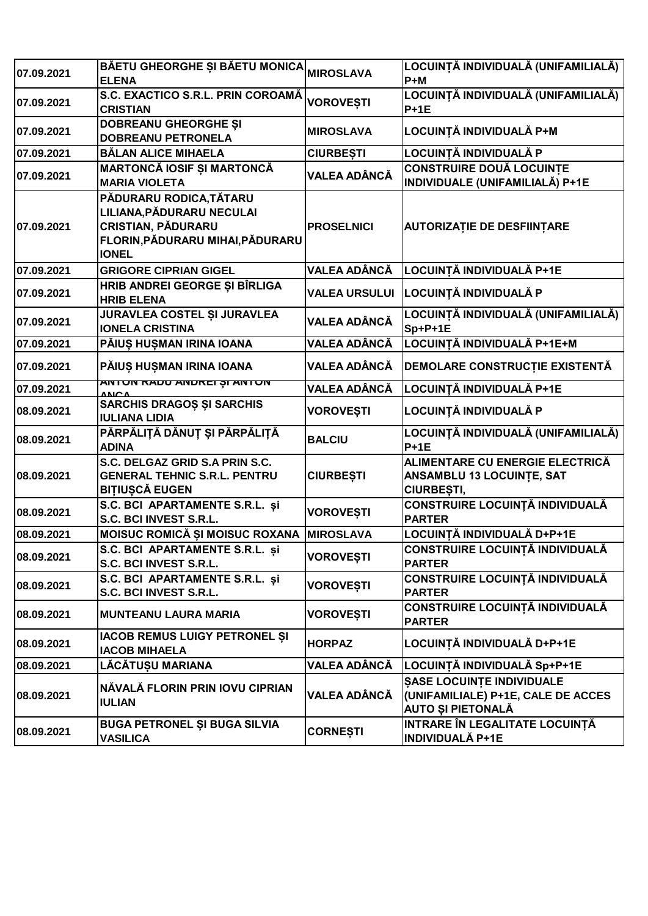| 07.09.2021 | BĂETU GHEORGHE ȘI BĂETU MONICA ELENA | MIROSLAVA | LOCUINȚĂ INDIVIDUALĂ (UNIFAMILIALĂ) P+M |
|---|---|---|---|
| 07.09.2021 | S.C. EXACTICO S.R.L. PRIN COROAMĂ CRISTIAN | VOROVEȘTI | LOCUINȚĂ INDIVIDUALĂ (UNIFAMILIALĂ) P+1E |
| 07.09.2021 | DOBREANU GHEORGHE ȘI DOBREANU PETRONELA | MIROSLAVA | LOCUINȚĂ INDIVIDUALĂ P+M |
| 07.09.2021 | BĂLAN ALICE MIHAELA | CIURBEȘTI | LOCUINȚĂ INDIVIDUALĂ P |
| 07.09.2021 | MARTONCĂ IOSIF ȘI MARTONCĂ MARIA VIOLETA | VALEA ADÂNCĂ | CONSTRUIRE DOUĂ LOCUINȚE INDIVIDUALE (UNIFAMILIALĂ) P+1E |
| 07.09.2021 | PĂDURARU RODICA,TĂTARU LILIANA,PĂDURARU NECULAI CRISTIAN, PĂDURARU FLORIN,PĂDURARU MIHAI,PĂDURARU IONEL | PROSELNICI | AUTORIZAȚIE DE DESFIINȚARE |
| 07.09.2021 | GRIGORE CIPRIAN GIGEL | VALEA ADÂNCĂ | LOCUINȚĂ INDIVIDUALĂ P+1E |
| 07.09.2021 | HRIB ANDREI GEORGE ȘI BÎRLIGA HRIB ELENA | VALEA URSULUI | LOCUINȚĂ INDIVIDUALĂ P |
| 07.09.2021 | JURAVLEA COSTEL ȘI JURAVLEA IONELA CRISTINA | VALEA ADÂNCĂ | LOCUINȚĂ INDIVIDUALĂ (UNIFAMILIALĂ) Sp+P+1E |
| 07.09.2021 | PĂIUȘ HUȘMAN IRINA IOANA | VALEA ADÂNCĂ | LOCUINȚĂ INDIVIDUALĂ P+1E+M |
| 07.09.2021 | PĂIUȘ HUȘMAN IRINA IOANA | VALEA ADÂNCĂ | DEMOLARE CONSTRUCȚIE EXISTENTĂ |
| 07.09.2021 | ANTON RADU ANDREI ȘI ANTON ANCA | VALEA ADÂNCĂ | LOCUINȚĂ INDIVIDUALĂ P+1E |
| 08.09.2021 | SARCHIS DRAGOȘ ȘI SARCHIS IULIANA LIDIA | VOROVEȘTI | LOCUINȚĂ INDIVIDUALĂ P |
| 08.09.2021 | PĂRPĂLIȚĂ DĂNUȚ ȘI PĂRPĂLIȚĂ ADINA | BALCIU | LOCUINȚĂ INDIVIDUALĂ (UNIFAMILIALĂ) P+1E |
| 08.09.2021 | S.C. DELGAZ GRID S.A PRIN S.C. GENERAL TEHNIC S.R.L. PENTRU BIȚIUȘCĂ EUGEN | CIURBEȘTI | ALIMENTARE CU ENERGIE ELECTRICĂ ANSAMBLU 13 LOCUINȚE, SAT CIURBEȘTI, |
| 08.09.2021 | S.C. BCI APARTAMENTE S.R.L. și S.C. BCI INVEST S.R.L. | VOROVEȘTI | CONSTRUIRE LOCUINȚĂ INDIVIDUALĂ PARTER |
| 08.09.2021 | MOISUC ROMICĂ ȘI MOISUC ROXANA | MIROSLAVA | LOCUINȚĂ INDIVIDUALĂ D+P+1E |
| 08.09.2021 | S.C. BCI APARTAMENTE S.R.L. și S.C. BCI INVEST S.R.L. | VOROVEȘTI | CONSTRUIRE LOCUINȚĂ INDIVIDUALĂ PARTER |
| 08.09.2021 | S.C. BCI APARTAMENTE S.R.L. și S.C. BCI INVEST S.R.L. | VOROVEȘTI | CONSTRUIRE LOCUINȚĂ INDIVIDUALĂ PARTER |
| 08.09.2021 | MUNTEANU LAURA MARIA | VOROVEȘTI | CONSTRUIRE LOCUINȚĂ INDIVIDUALĂ PARTER |
| 08.09.2021 | IACOB REMUS LUIGY PETRONEL ȘI IACOB MIHAELA | HORPAZ | LOCUINȚĂ INDIVIDUALĂ D+P+1E |
| 08.09.2021 | LĂCĂTUȘU MARIANA | VALEA ADÂNCĂ | LOCUINȚĂ INDIVIDUALĂ Sp+P+1E |
| 08.09.2021 | NĂVALĂ FLORIN PRIN IOVU CIPRIAN IULIAN | VALEA ADÂNCĂ | ȘASE LOCUINȚE INDIVIDUALE (UNIFAMILIALE) P+1E, CALE DE ACCES AUTO ȘI PIETONALĂ |
| 08.09.2021 | BUGA PETRONEL ȘI BUGA SILVIA VASILICA | CORNEȘTI | INTRARE ÎN LEGALITATE LOCUINȚĂ INDIVIDUALĂ P+1E |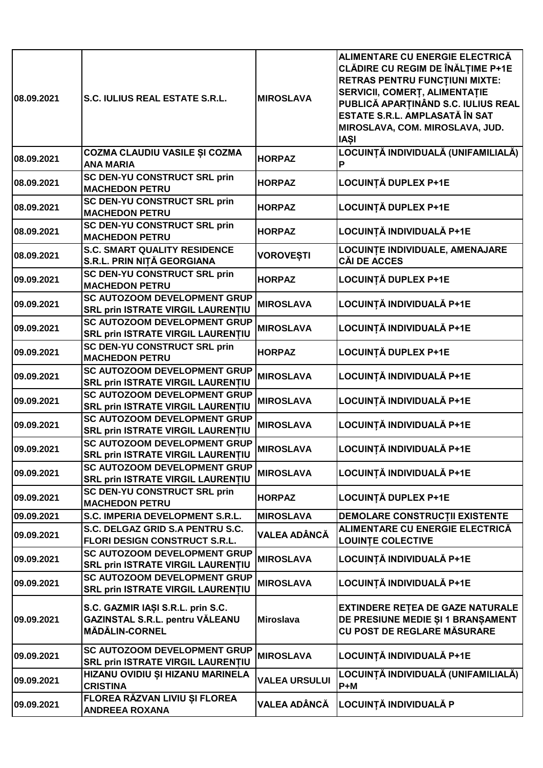| | | | |
|---|---|---|---|
| 08.09.2021 | S.C. IULIUS REAL ESTATE S.R.L. | MIROSLAVA | ALIMENTARE CU ENERGIE ELECTRICĂ CLĂDIRE CU REGIM DE ÎNĂLȚIME P+1E RETRAS PENTRU FUNCȚIUNI MIXTE: SERVICII, COMERȚ, ALIMENTAȚIE PUBLICĂ APARȚINÂND S.C. IULIUS REAL ESTATE S.R.L. AMPLASATĂ ÎN SAT MIROSLAVA, COM. MIROSLAVA, JUD. IAȘI |
| 08.09.2021 | COZMA CLAUDIU VASILE ȘI COZMA ANA MARIA | HORPAZ | LOCUINȚĂ INDIVIDUALĂ (UNIFAMILIALĂ) P |
| 08.09.2021 | SC DEN-YU CONSTRUCT SRL prin MACHEDON PETRU | HORPAZ | LOCUINȚĂ DUPLEX P+1E |
| 08.09.2021 | SC DEN-YU CONSTRUCT SRL prin MACHEDON PETRU | HORPAZ | LOCUINȚĂ DUPLEX P+1E |
| 08.09.2021 | SC DEN-YU CONSTRUCT SRL prin MACHEDON PETRU | HORPAZ | LOCUINȚĂ INDIVIDUALĂ P+1E |
| 08.09.2021 | S.C. SMART QUALITY RESIDENCE S.R.L. PRIN NIȚĂ GEORGIANA | VOROVEȘTI | LOCUINȚE INDIVIDUALE, AMENAJARE CĂI DE ACCES |
| 09.09.2021 | SC DEN-YU CONSTRUCT SRL prin MACHEDON PETRU | HORPAZ | LOCUINȚĂ DUPLEX P+1E |
| 09.09.2021 | SC AUTOZOOM DEVELOPMENT GRUP SRL prin ISTRATE VIRGIL LAURENȚIU | MIROSLAVA | LOCUINȚĂ INDIVIDUALĂ P+1E |
| 09.09.2021 | SC AUTOZOOM DEVELOPMENT GRUP SRL prin ISTRATE VIRGIL LAURENȚIU | MIROSLAVA | LOCUINȚĂ INDIVIDUALĂ P+1E |
| 09.09.2021 | SC DEN-YU CONSTRUCT SRL prin MACHEDON PETRU | HORPAZ | LOCUINȚĂ DUPLEX P+1E |
| 09.09.2021 | SC AUTOZOOM DEVELOPMENT GRUP SRL prin ISTRATE VIRGIL LAURENȚIU | MIROSLAVA | LOCUINȚĂ INDIVIDUALĂ P+1E |
| 09.09.2021 | SC AUTOZOOM DEVELOPMENT GRUP SRL prin ISTRATE VIRGIL LAURENȚIU | MIROSLAVA | LOCUINȚĂ INDIVIDUALĂ P+1E |
| 09.09.2021 | SC AUTOZOOM DEVELOPMENT GRUP SRL prin ISTRATE VIRGIL LAURENȚIU | MIROSLAVA | LOCUINȚĂ INDIVIDUALĂ P+1E |
| 09.09.2021 | SC AUTOZOOM DEVELOPMENT GRUP SRL prin ISTRATE VIRGIL LAURENȚIU | MIROSLAVA | LOCUINȚĂ INDIVIDUALĂ P+1E |
| 09.09.2021 | SC AUTOZOOM DEVELOPMENT GRUP SRL prin ISTRATE VIRGIL LAURENȚIU | MIROSLAVA | LOCUINȚĂ INDIVIDUALĂ P+1E |
| 09.09.2021 | SC DEN-YU CONSTRUCT SRL prin MACHEDON PETRU | HORPAZ | LOCUINȚĂ DUPLEX P+1E |
| 09.09.2021 | S.C. IMPERIA DEVELOPMENT S.R.L. | MIROSLAVA | DEMOLARE CONSTRUCȚII EXISTENTE |
| 09.09.2021 | S.C. DELGAZ GRID S.A PENTRU S.C. FLORI DESIGN CONSTRUCT S.R.L. | VALEA ADÂNCĂ | ALIMENTARE CU ENERGIE ELECTRICĂ LOUINȚE COLECTIVE |
| 09.09.2021 | SC AUTOZOOM DEVELOPMENT GRUP SRL prin ISTRATE VIRGIL LAURENȚIU | MIROSLAVA | LOCUINȚĂ INDIVIDUALĂ P+1E |
| 09.09.2021 | SC AUTOZOOM DEVELOPMENT GRUP SRL prin ISTRATE VIRGIL LAURENȚIU | MIROSLAVA | LOCUINȚĂ INDIVIDUALĂ P+1E |
| 09.09.2021 | S.C. GAZMIR IAȘI S.R.L. prin S.C. GAZINSTAL S.R.L. pentru VĂLEANU MĂDĂLIN-CORNEL | Miroslava | EXTINDERE REȚEA DE GAZE NATURALE DE PRESIUNE MEDIE ȘI 1 BRANȘAMENT CU POST DE REGLARE MĂSURARE |
| 09.09.2021 | SC AUTOZOOM DEVELOPMENT GRUP SRL prin ISTRATE VIRGIL LAURENȚIU | MIROSLAVA | LOCUINȚĂ INDIVIDUALĂ P+1E |
| 09.09.2021 | HIZANU OVIDIU ȘI HIZANU MARINELA CRISTINA | VALEA URSULUI | LOCUINȚĂ INDIVIDUALĂ (UNIFAMILIALĂ) P+M |
| 09.09.2021 | FLOREA RĂZVAN LIVIU ȘI FLOREA ANDREEA ROXANA | VALEA ADÂNCĂ | LOCUINȚĂ INDIVIDUALĂ P |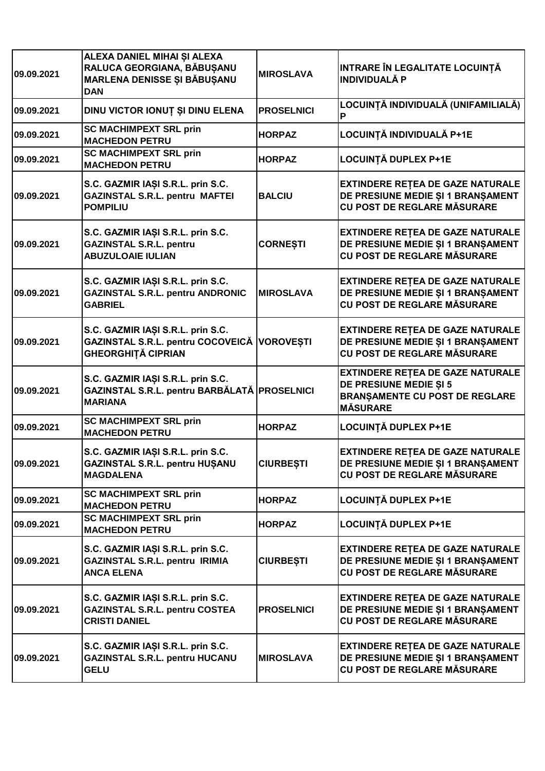| | | | |
|---|---|---|---|
| 09.09.2021 | ALEXA DANIEL MIHAI ȘI ALEXA RALUCA GEORGIANA, BĂBUȘANU MARLENA DENISSE ȘI BĂBUȘANU DAN | MIROSLAVA | INTRARE ÎN LEGALITATE LOCUINȚĂ INDIVIDUALĂ P |
| 09.09.2021 | DINU VICTOR IONUȚ ȘI DINU ELENA | PROSELNICI | LOCUINȚĂ INDIVIDUALĂ (UNIFAMILIALĂ) P |
| 09.09.2021 | SC MACHIMPEXT SRL prin MACHEDON PETRU | HORPAZ | LOCUINȚĂ INDIVIDUALĂ P+1E |
| 09.09.2021 | SC MACHIMPEXT SRL prin MACHEDON PETRU | HORPAZ | LOCUINȚĂ DUPLEX P+1E |
| 09.09.2021 | S.C. GAZMIR IAȘI S.R.L. prin S.C. GAZINSTAL S.R.L. pentru MAFTEI POMPILIU | BALCIU | EXTINDERE REȚEA DE GAZE NATURALE DE PRESIUNE MEDIE ȘI 1 BRANȘAMENT CU POST DE REGLARE MĂSURARE |
| 09.09.2021 | S.C. GAZMIR IAȘI S.R.L. prin S.C. GAZINSTAL S.R.L. pentru ABUZULOAIE IULIAN | CORNEȘTI | EXTINDERE REȚEA DE GAZE NATURALE DE PRESIUNE MEDIE ȘI 1 BRANȘAMENT CU POST DE REGLARE MĂSURARE |
| 09.09.2021 | S.C. GAZMIR IAȘI S.R.L. prin S.C. GAZINSTAL S.R.L. pentru ANDRONIC GABRIEL | MIROSLAVA | EXTINDERE REȚEA DE GAZE NATURALE DE PRESIUNE MEDIE ȘI 1 BRANȘAMENT CU POST DE REGLARE MĂSURARE |
| 09.09.2021 | S.C. GAZMIR IAȘI S.R.L. prin S.C. GAZINSTAL S.R.L. pentru COCOVEICĂ GHEORGHIȚĂ CIPRIAN | VOROVEȘTI | EXTINDERE REȚEA DE GAZE NATURALE DE PRESIUNE MEDIE ȘI 1 BRANȘAMENT CU POST DE REGLARE MĂSURARE |
| 09.09.2021 | S.C. GAZMIR IAȘI S.R.L. prin S.C. GAZINSTAL S.R.L. pentru BARBĂLATĂ MARIANA | PROSELNICI | EXTINDERE REȚEA DE GAZE NATURALE DE PRESIUNE MEDIE ȘI 5 BRANȘAMENTE CU POST DE REGLARE MĂSURARE |
| 09.09.2021 | SC MACHIMPEXT SRL prin MACHEDON PETRU | HORPAZ | LOCUINȚĂ DUPLEX P+1E |
| 09.09.2021 | S.C. GAZMIR IAȘI S.R.L. prin S.C. GAZINSTAL S.R.L. pentru HUȘANU MAGDALENA | CIURBEȘTI | EXTINDERE REȚEA DE GAZE NATURALE DE PRESIUNE MEDIE ȘI 1 BRANȘAMENT CU POST DE REGLARE MĂSURARE |
| 09.09.2021 | SC MACHIMPEXT SRL prin MACHEDON PETRU | HORPAZ | LOCUINȚĂ DUPLEX P+1E |
| 09.09.2021 | SC MACHIMPEXT SRL prin MACHEDON PETRU | HORPAZ | LOCUINȚĂ DUPLEX P+1E |
| 09.09.2021 | S.C. GAZMIR IAȘI S.R.L. prin S.C. GAZINSTAL S.R.L. pentru IRIMIA ANCA ELENA | CIURBEȘTI | EXTINDERE REȚEA DE GAZE NATURALE DE PRESIUNE MEDIE ȘI 1 BRANȘAMENT CU POST DE REGLARE MĂSURARE |
| 09.09.2021 | S.C. GAZMIR IAȘI S.R.L. prin S.C. GAZINSTAL S.R.L. pentru COSTEA CRISTI DANIEL | PROSELNICI | EXTINDERE REȚEA DE GAZE NATURALE DE PRESIUNE MEDIE ȘI 1 BRANȘAMENT CU POST DE REGLARE MĂSURARE |
| 09.09.2021 | S.C. GAZMIR IAȘI S.R.L. prin S.C. GAZINSTAL S.R.L. pentru HUCANU GELU | MIROSLAVA | EXTINDERE REȚEA DE GAZE NATURALE DE PRESIUNE MEDIE ȘI 1 BRANȘAMENT CU POST DE REGLARE MĂSURARE |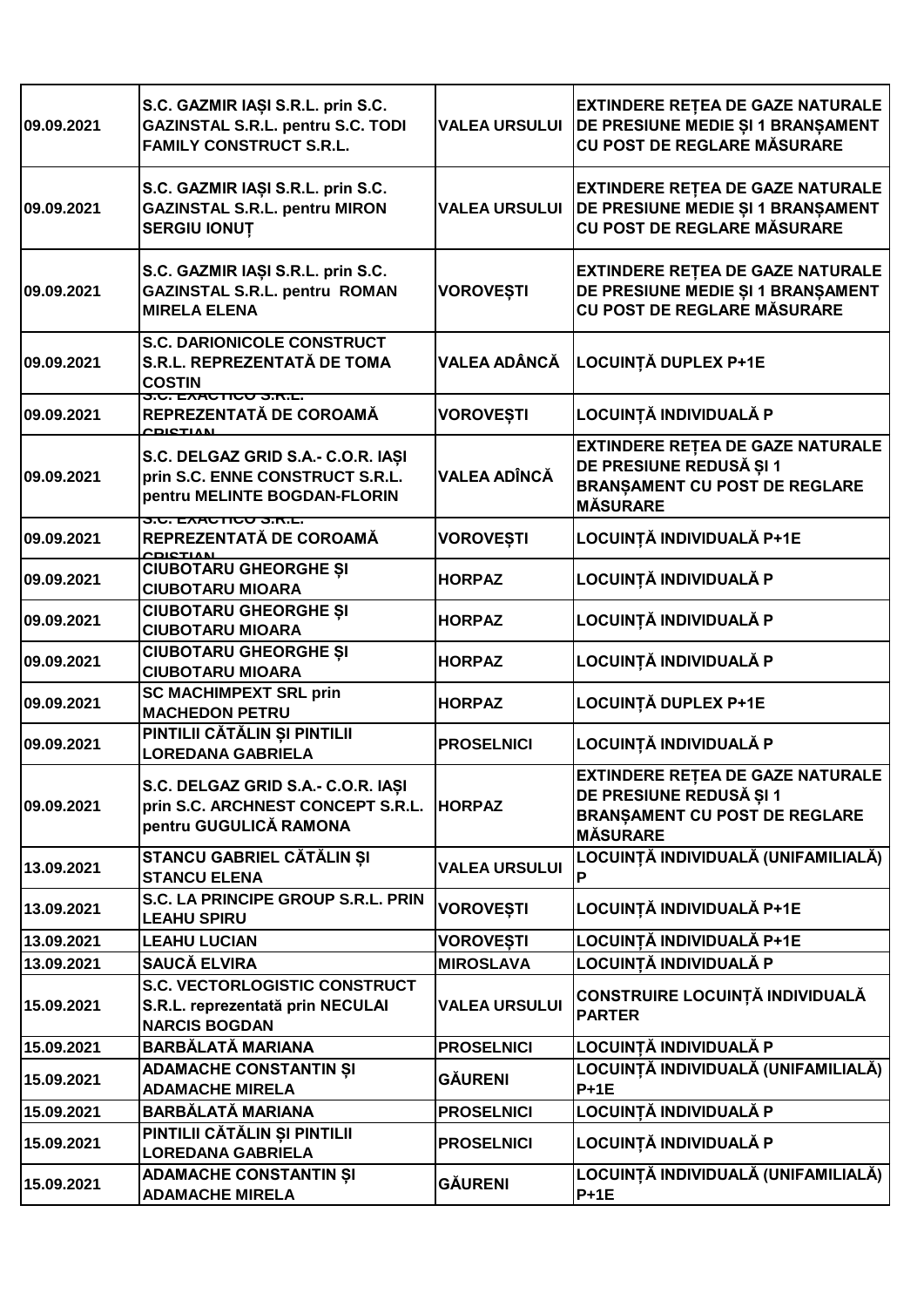| | | | |
|---|---|---|---|
| 09.09.2021 | S.C. GAZMIR IAȘI S.R.L. prin S.C. GAZINSTAL S.R.L. pentru S.C. TODI FAMILY CONSTRUCT S.R.L. | VALEA URSULUI | EXTINDERE REȚEA DE GAZE NATURALE DE PRESIUNE MEDIE ȘI 1 BRANȘAMENT CU POST DE REGLARE MĂSURARE |
| 09.09.2021 | S.C. GAZMIR IAȘI S.R.L. prin S.C. GAZINSTAL S.R.L. pentru MIRON SERGIU IONUȚ | VALEA URSULUI | EXTINDERE REȚEA DE GAZE NATURALE DE PRESIUNE MEDIE ȘI 1 BRANȘAMENT CU POST DE REGLARE MĂSURARE |
| 09.09.2021 | S.C. GAZMIR IAȘI S.R.L. prin S.C. GAZINSTAL S.R.L. pentru ROMAN MIRELA ELENA | VOROVEȘTI | EXTINDERE REȚEA DE GAZE NATURALE DE PRESIUNE MEDIE ȘI 1 BRANȘAMENT CU POST DE REGLARE MĂSURARE |
| 09.09.2021 | S.C. DARIONICOLE CONSTRUCT S.R.L. REPREZENTATĂ DE TOMA COSTIN | VALEA ADÂNCĂ | LOCUINȚĂ DUPLEX P+1E |
| 09.09.2021 | S.C. EXACTICO S.R.L. REPREZENTATĂ DE COROAMĂ CRISTIAN | VOROVEȘTI | LOCUINȚĂ INDIVIDUALĂ P |
| 09.09.2021 | S.C. DELGAZ GRID S.A.- C.O.R. IAȘI prin S.C. ENNE CONSTRUCT S.R.L. pentru MELINTE BOGDAN-FLORIN | VALEA ADÎNCĂ | EXTINDERE REȚEA DE GAZE NATURALE DE PRESIUNE REDUSĂ ȘI 1 BRANȘAMENT CU POST DE REGLARE MĂSURARE |
| 09.09.2021 | S.C. EXACTICO S.R.L. REPREZENTATĂ DE COROAMĂ CRISTIAN | VOROVEȘTI | LOCUINȚĂ INDIVIDUALĂ P+1E |
| 09.09.2021 | CIUBOTARU GHEORGHE ȘI CIUBOTARU MIOARA | HORPAZ | LOCUINȚĂ INDIVIDUALĂ P |
| 09.09.2021 | CIUBOTARU GHEORGHE ȘI CIUBOTARU MIOARA | HORPAZ | LOCUINȚĂ INDIVIDUALĂ P |
| 09.09.2021 | CIUBOTARU GHEORGHE ȘI CIUBOTARU MIOARA | HORPAZ | LOCUINȚĂ INDIVIDUALĂ P |
| 09.09.2021 | SC MACHIMPEXT SRL prin MACHEDON PETRU | HORPAZ | LOCUINȚĂ DUPLEX P+1E |
| 09.09.2021 | PINTILII CĂTĂLIN ȘI PINTILII LOREDANA GABRIELA | PROSELNICI | LOCUINȚĂ INDIVIDUALĂ P |
| 09.09.2021 | S.C. DELGAZ GRID S.A.- C.O.R. IAȘI prin S.C. ARCHNEST CONCEPT S.R.L. pentru GUGULICĂ RAMONA | HORPAZ | EXTINDERE REȚEA DE GAZE NATURALE DE PRESIUNE REDUSĂ ȘI 1 BRANȘAMENT CU POST DE REGLARE MĂSURARE |
| 13.09.2021 | STANCU GABRIEL CĂTĂLIN ȘI STANCU ELENA | VALEA URSULUI | LOCUINȚĂ INDIVIDUALĂ (UNIFAMILIALĂ) P |
| 13.09.2021 | S.C. LA PRINCIPE GROUP S.R.L. PRIN LEAHU SPIRU | VOROVEȘTI | LOCUINȚĂ INDIVIDUALĂ P+1E |
| 13.09.2021 | LEAHU LUCIAN | VOROVEȘTI | LOCUINȚĂ INDIVIDUALĂ P+1E |
| 13.09.2021 | SAUCĂ ELVIRA | MIROSLAVA | LOCUINȚĂ INDIVIDUALĂ P |
| 15.09.2021 | S.C. VECTORLOGISTIC CONSTRUCT S.R.L. reprezentată prin NECULAI NARCIS BOGDAN | VALEA URSULUI | CONSTRUIRE LOCUINȚĂ INDIVIDUALĂ PARTER |
| 15.09.2021 | BARBĂLATĂ MARIANA | PROSELNICI | LOCUINȚĂ INDIVIDUALĂ P |
| 15.09.2021 | ADAMACHE CONSTANTIN ȘI ADAMACHE MIRELA | GĂURENI | LOCUINȚĂ INDIVIDUALĂ (UNIFAMILIALĂ) P+1E |
| 15.09.2021 | BARBĂLATĂ MARIANA | PROSELNICI | LOCUINȚĂ INDIVIDUALĂ P |
| 15.09.2021 | PINTILII CĂTĂLIN ȘI PINTILII LOREDANA GABRIELA | PROSELNICI | LOCUINȚĂ INDIVIDUALĂ P |
| 15.09.2021 | ADAMACHE CONSTANTIN ȘI ADAMACHE MIRELA | GĂURENI | LOCUINȚĂ INDIVIDUALĂ (UNIFAMILIALĂ) P+1E |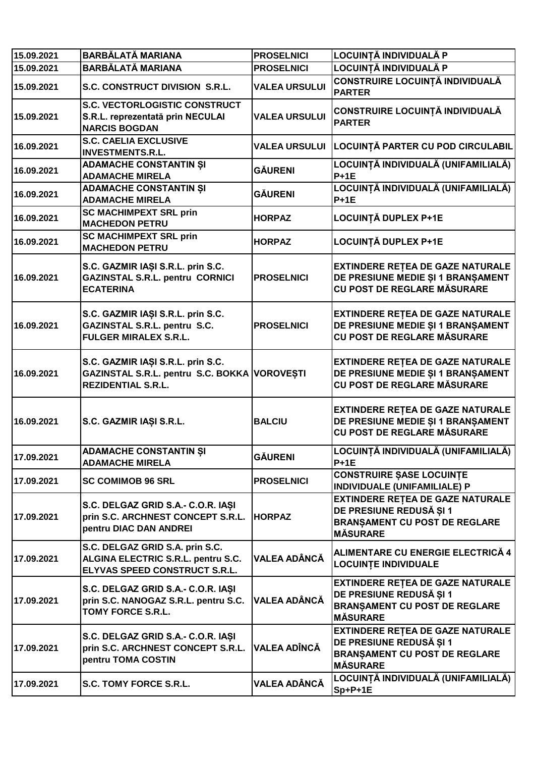| | | | |
|---|---|---|---|
| 15.09.2021 | BARBĂLATĂ MARIANA | PROSELNICI | LOCUINȚĂ INDIVIDUALĂ P |
| 15.09.2021 | BARBĂLATĂ MARIANA | PROSELNICI | LOCUINȚĂ INDIVIDUALĂ P |
| 15.09.2021 | S.C. CONSTRUCT DIVISION S.R.L. | VALEA URSULUI | CONSTRUIRE LOCUINȚĂ INDIVIDUALĂ PARTER |
| 15.09.2021 | S.C. VECTORLOGISTIC CONSTRUCT S.R.L. reprezentată prin NECULAI NARCIS BOGDAN | VALEA URSULUI | CONSTRUIRE LOCUINȚĂ INDIVIDUALĂ PARTER |
| 16.09.2021 | S.C. CAELIA EXCLUSIVE INVESTMENTS.R.L. | VALEA URSULUI | LOCUINȚĂ PARTER CU POD CIRCULABIL |
| 16.09.2021 | ADAMACHE CONSTANTIN ȘI ADAMACHE MIRELA | GĂURENI | LOCUINȚĂ INDIVIDUALĂ (UNIFAMILIALĂ) P+1E |
| 16.09.2021 | ADAMACHE CONSTANTIN ȘI ADAMACHE MIRELA | GĂURENI | LOCUINȚĂ INDIVIDUALĂ (UNIFAMILIALĂ) P+1E |
| 16.09.2021 | SC MACHIMPEXT SRL prin MACHEDON PETRU | HORPAZ | LOCUINȚĂ DUPLEX P+1E |
| 16.09.2021 | SC MACHIMPEXT SRL prin MACHEDON PETRU | HORPAZ | LOCUINȚĂ DUPLEX P+1E |
| 16.09.2021 | S.C. GAZMIR IAȘI S.R.L. prin S.C. GAZINSTAL S.R.L. pentru CORNICI ECATERINA | PROSELNICI | EXTINDERE REȚEA DE GAZE NATURALE DE PRESIUNE MEDIE ȘI 1 BRANȘAMENT CU POST DE REGLARE MĂSURARE |
| 16.09.2021 | S.C. GAZMIR IAȘI S.R.L. prin S.C. GAZINSTAL S.R.L. pentru S.C. FULGER MIRALEX S.R.L. | PROSELNICI | EXTINDERE REȚEA DE GAZE NATURALE DE PRESIUNE MEDIE ȘI 1 BRANȘAMENT CU POST DE REGLARE MĂSURARE |
| 16.09.2021 | S.C. GAZMIR IAȘI S.R.L. prin S.C. GAZINSTAL S.R.L. pentru S.C. BOKKA REZIDENTIAL S.R.L. | VOROVEȘTI | EXTINDERE REȚEA DE GAZE NATURALE DE PRESIUNE MEDIE ȘI 1 BRANȘAMENT CU POST DE REGLARE MĂSURARE |
| 16.09.2021 | S.C. GAZMIR IAȘI S.R.L. | BALCIU | EXTINDERE REȚEA DE GAZE NATURALE DE PRESIUNE MEDIE ȘI 1 BRANȘAMENT CU POST DE REGLARE MĂSURARE |
| 17.09.2021 | ADAMACHE CONSTANTIN ȘI ADAMACHE MIRELA | GĂURENI | LOCUINȚĂ INDIVIDUALĂ (UNIFAMILIALĂ) P+1E |
| 17.09.2021 | SC COMIMOB 96 SRL | PROSELNICI | CONSTRUIRE ȘASE LOCUINȚE INDIVIDUALE (UNIFAMILIALE) P |
| 17.09.2021 | S.C. DELGAZ GRID S.A.- C.O.R. IAȘI prin S.C. ARCHNEST CONCEPT S.R.L. pentru DIAC DAN ANDREI | HORPAZ | EXTINDERE REȚEA DE GAZE NATURALE DE PRESIUNE REDUSĂ ȘI 1 BRANȘAMENT CU POST DE REGLARE MĂSURARE |
| 17.09.2021 | S.C. DELGAZ GRID S.A. prin S.C. ALGINA ELECTRIC S.R.L. pentru S.C. ELYVAS SPEED CONSTRUCT S.R.L. | VALEA ADÂNCĂ | ALIMENTARE CU ENERGIE ELECTRICĂ 4 LOCUINȚE INDIVIDUALE |
| 17.09.2021 | S.C. DELGAZ GRID S.A.- C.O.R. IAȘI prin S.C. NANOGAZ S.R.L. pentru S.C. TOMY FORCE S.R.L. | VALEA ADÂNCĂ | EXTINDERE REȚEA DE GAZE NATURALE DE PRESIUNE REDUSĂ ȘI 1 BRANȘAMENT CU POST DE REGLARE MĂSURARE |
| 17.09.2021 | S.C. DELGAZ GRID S.A.- C.O.R. IAȘI prin S.C. ARCHNEST CONCEPT S.R.L. pentru TOMA COSTIN | VALEA ADÎNCĂ | EXTINDERE REȚEA DE GAZE NATURALE DE PRESIUNE REDUSĂ ȘI 1 BRANȘAMENT CU POST DE REGLARE MĂSURARE |
| 17.09.2021 | S.C. TOMY FORCE S.R.L. | VALEA ADÂNCĂ | LOCUINȚĂ INDIVIDUALĂ (UNIFAMILIALĂ) Sp+P+1E |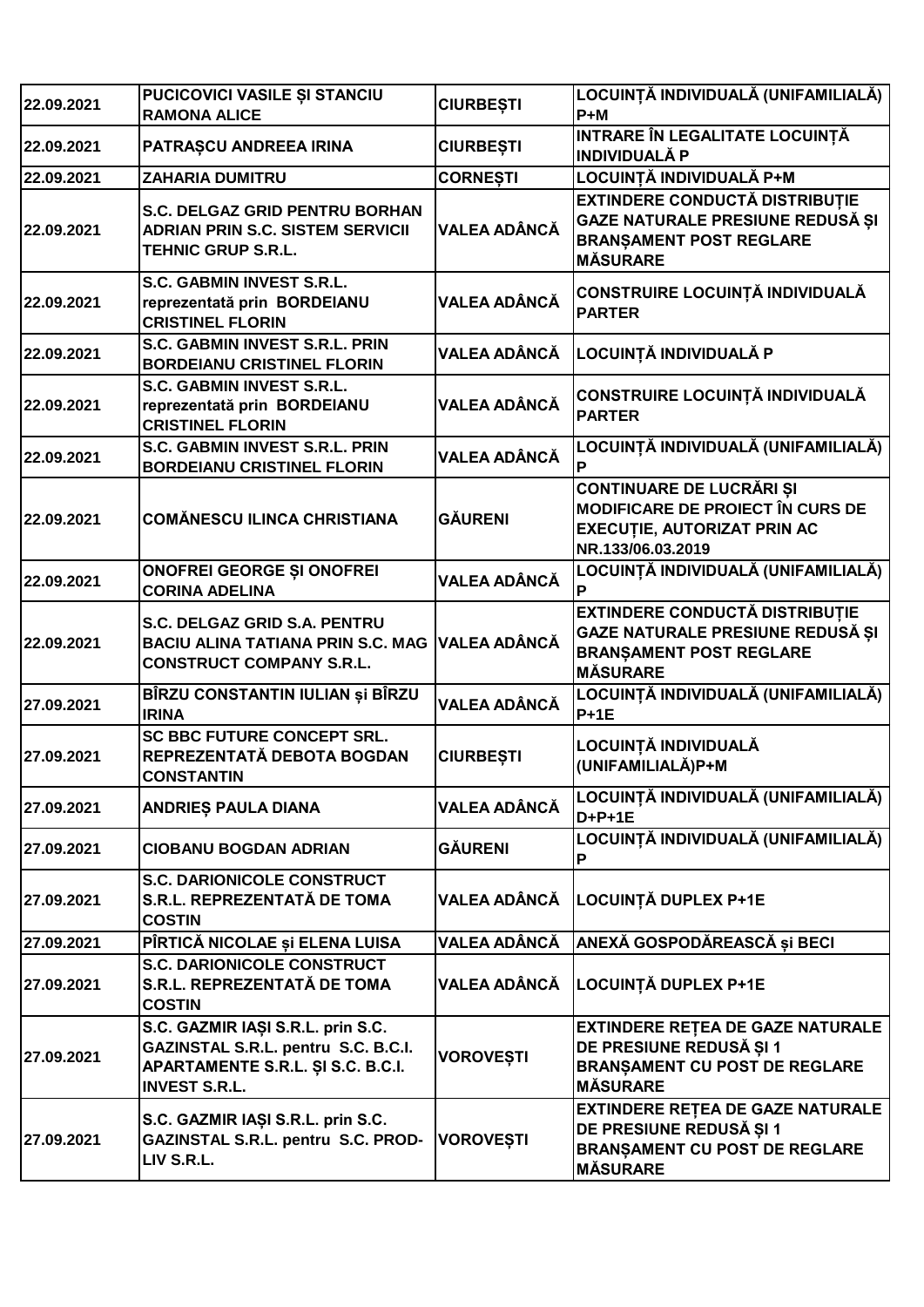| | | | |
|---|---|---|---|
| 22.09.2021 | PUCICOVICI VASILE ȘI STANCIU RAMONA ALICE | CIURBEȘTI | LOCUINȚĂ INDIVIDUALĂ (UNIFAMILIALĂ) P+M |
| 22.09.2021 | PATRAȘCU ANDREEA IRINA | CIURBEȘTI | INTRARE ÎN LEGALITATE LOCUINȚĂ INDIVIDUALĂ P |
| 22.09.2021 | ZAHARIA DUMITRU | CORNEȘTI | LOCUINȚĂ INDIVIDUALĂ P+M |
| 22.09.2021 | S.C. DELGAZ GRID PENTRU BORHAN ADRIAN PRIN S.C. SISTEM SERVICII TEHNIC GRUP S.R.L. | VALEA ADÂNCĂ | EXTINDERE CONDUCTĂ DISTRIBUȚIE GAZE NATURALE PRESIUNE REDUSĂ ȘI BRANȘAMENT POST REGLARE MĂSURARE |
| 22.09.2021 | S.C. GABMIN INVEST S.R.L. reprezentată prin BORDEIANU CRISTINEL FLORIN | VALEA ADÂNCĂ | CONSTRUIRE LOCUINȚĂ INDIVIDUALĂ PARTER |
| 22.09.2021 | S.C. GABMIN INVEST S.R.L. PRIN BORDEIANU CRISTINEL FLORIN | VALEA ADÂNCĂ | LOCUINȚĂ INDIVIDUALĂ P |
| 22.09.2021 | S.C. GABMIN INVEST S.R.L. reprezentată prin BORDEIANU CRISTINEL FLORIN | VALEA ADÂNCĂ | CONSTRUIRE LOCUINȚĂ INDIVIDUALĂ PARTER |
| 22.09.2021 | S.C. GABMIN INVEST S.R.L. PRIN BORDEIANU CRISTINEL FLORIN | VALEA ADÂNCĂ | LOCUINȚĂ INDIVIDUALĂ (UNIFAMILIALĂ) P |
| 22.09.2021 | COMĂNESCU ILINCA CHRISTIANA | GĂURENI | CONTINUARE DE LUCRĂRI ȘI MODIFICARE DE PROIECT ÎN CURS DE EXECUȚIE, AUTORIZAT PRIN AC NR.133/06.03.2019 |
| 22.09.2021 | ONOFREI GEORGE ȘI ONOFREI CORINA ADELINA | VALEA ADÂNCĂ | LOCUINȚĂ INDIVIDUALĂ (UNIFAMILIALĂ) P |
| 22.09.2021 | S.C. DELGAZ GRID S.A. PENTRU BACIU ALINA TATIANA PRIN S.C. MAG CONSTRUCT COMPANY S.R.L. | VALEA ADÂNCĂ | EXTINDERE CONDUCTĂ DISTRIBUȚIE GAZE NATURALE PRESIUNE REDUSĂ ȘI BRANȘAMENT POST REGLARE MĂSURARE |
| 27.09.2021 | BÎRZU CONSTANTIN IULIAN și BÎRZU IRINA | VALEA ADÂNCĂ | LOCUINȚĂ INDIVIDUALĂ (UNIFAMILIALĂ) P+1E |
| 27.09.2021 | SC BBC FUTURE CONCEPT SRL. REPREZENTATĂ DEBOTA BOGDAN CONSTANTIN | CIURBEȘTI | LOCUINȚĂ INDIVIDUALĂ (UNIFAMILIALĂ)P+M |
| 27.09.2021 | ANDRIEȘ PAULA DIANA | VALEA ADÂNCĂ | LOCUINȚĂ INDIVIDUALĂ (UNIFAMILIALĂ) D+P+1E |
| 27.09.2021 | CIOBANU BOGDAN ADRIAN | GĂURENI | LOCUINȚĂ INDIVIDUALĂ (UNIFAMILIALĂ) P |
| 27.09.2021 | S.C. DARIONICOLE CONSTRUCT S.R.L. REPREZENTATĂ DE TOMA COSTIN | VALEA ADÂNCĂ | LOCUINȚĂ DUPLEX P+1E |
| 27.09.2021 | PÎRTICĂ NICOLAE și ELENA LUISA | VALEA ADÂNCĂ | ANEXĂ GOSPODĂREASCĂ și BECI |
| 27.09.2021 | S.C. DARIONICOLE CONSTRUCT S.R.L. REPREZENTATĂ DE TOMA COSTIN | VALEA ADÂNCĂ | LOCUINȚĂ DUPLEX P+1E |
| 27.09.2021 | S.C. GAZMIR IAȘI S.R.L. prin S.C. GAZINSTAL S.R.L. pentru S.C. B.C.I. APARTAMENTE S.R.L. ȘI S.C. B.C.I. INVEST S.R.L. | VOROVEȘTI | EXTINDERE REȚEA DE GAZE NATURALE DE PRESIUNE REDUSĂ ȘI 1 BRANȘAMENT CU POST DE REGLARE MĂSURARE |
| 27.09.2021 | S.C. GAZMIR IAȘI S.R.L. prin S.C. GAZINSTAL S.R.L. pentru S.C. PROD-LIV S.R.L. | VOROVEȘTI | EXTINDERE REȚEA DE GAZE NATURALE DE PRESIUNE REDUSĂ ȘI 1 BRANȘAMENT CU POST DE REGLARE MĂSURARE |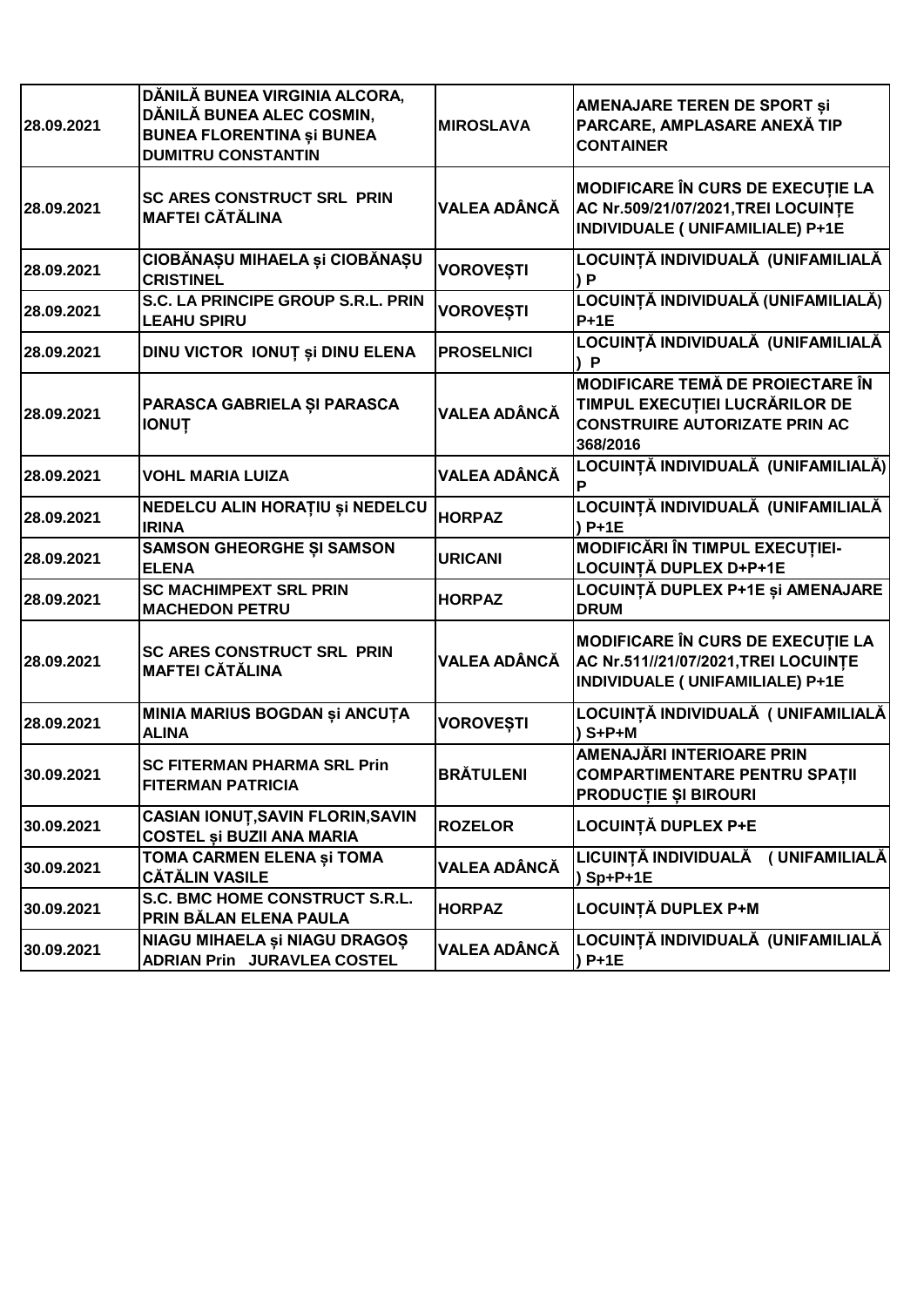| | | | |
|---|---|---|---|
| 28.09.2021 | DĂNILĂ BUNEA VIRGINIA ALCORA, DĂNILĂ BUNEA ALEC COSMIN, BUNEA FLORENTINA și BUNEA DUMITRU CONSTANTIN | MIROSLAVA | AMENAJARE TEREN DE SPORT și PARCARE, AMPLASARE ANEXĂ TIP CONTAINER |
| 28.09.2021 | SC ARES CONSTRUCT SRL PRIN MAFTEI CĂTĂLINA | VALEA ADÂNCĂ | MODIFICARE ÎN CURS DE EXECUȚIE LA AC Nr.509/21/07/2021,TREI LOCUINȚE INDIVIDUALE ( UNIFAMILIALE) P+1E |
| 28.09.2021 | CIOBĂNAȘU MIHAELA și CIOBĂNAȘU CRISTINEL | VOROVEȘTI | LOCUINȚĂ INDIVIDUALĂ (UNIFAMILIALĂ ) P |
| 28.09.2021 | S.C. LA PRINCIPE GROUP S.R.L. PRIN LEAHU SPIRU | VOROVEȘTI | LOCUINȚĂ INDIVIDUALĂ (UNIFAMILIALĂ) P+1E |
| 28.09.2021 | DINU VICTOR IONUȚ și DINU ELENA | PROSELNICI | LOCUINȚĂ INDIVIDUALĂ (UNIFAMILIALĂ ) P |
| 28.09.2021 | PARASCA GABRIELA ȘI PARASCA IONUȚ | VALEA ADÂNCĂ | MODIFICARE TEMĂ DE PROIECTARE ÎN TIMPUL EXECUȚIEI LUCRĂRILOR DE CONSTRUIRE AUTORIZATE PRIN AC 368/2016 |
| 28.09.2021 | VOHL MARIA LUIZA | VALEA ADÂNCĂ | LOCUINȚĂ INDIVIDUALĂ (UNIFAMILIALĂ) P |
| 28.09.2021 | NEDELCU ALIN HORAȚIU și NEDELCU IRINA | HORPAZ | LOCUINȚĂ INDIVIDUALĂ (UNIFAMILIALĂ ) P+1E |
| 28.09.2021 | SAMSON GHEORGHE ȘI SAMSON ELENA | URICANI | MODIFICĂRI ÎN TIMPUL EXECUȚIEI- LOCUINȚĂ DUPLEX D+P+1E |
| 28.09.2021 | SC MACHIMPEXT SRL PRIN MACHEDON PETRU | HORPAZ | LOCUINȚĂ DUPLEX P+1E și AMENAJARE DRUM |
| 28.09.2021 | SC ARES CONSTRUCT SRL PRIN MAFTEI CĂTĂLINA | VALEA ADÂNCĂ | MODIFICARE ÎN CURS DE EXECUȚIE LA AC Nr.511//21/07/2021,TREI LOCUINȚE INDIVIDUALE ( UNIFAMILIALE) P+1E |
| 28.09.2021 | MINIA MARIUS BOGDAN și ANCUȚA ALINA | VOROVEȘTI | LOCUINȚĂ INDIVIDUALĂ ( UNIFAMILIALĂ ) S+P+M |
| 30.09.2021 | SC FITERMAN PHARMA SRL Prin FITERMAN PATRICIA | BRĂTULENI | AMENAJĂRI INTERIOARE PRIN COMPARTIMENTARE PENTRU SPAȚII PRODUCȚIE ȘI BIROURI |
| 30.09.2021 | CASIAN IONUȚ,SAVIN FLORIN,SAVIN COSTEL și BUZII ANA MARIA | ROZELOR | LOCUINȚĂ DUPLEX P+E |
| 30.09.2021 | TOMA CARMEN ELENA și TOMA CĂTĂLIN VASILE | VALEA ADÂNCĂ | LICUINȚĂ INDIVIDUALĂ ( UNIFAMILIALĂ ) Sp+P+1E |
| 30.09.2021 | S.C. BMC HOME CONSTRUCT S.R.L. PRIN BĂLAN ELENA PAULA | HORPAZ | LOCUINȚĂ DUPLEX P+M |
| 30.09.2021 | NIAGU MIHAELA și NIAGU DRAGOȘ ADRIAN Prin JURAVLEA COSTEL | VALEA ADÂNCĂ | LOCUINȚĂ INDIVIDUALĂ (UNIFAMILIALĂ ) P+1E |